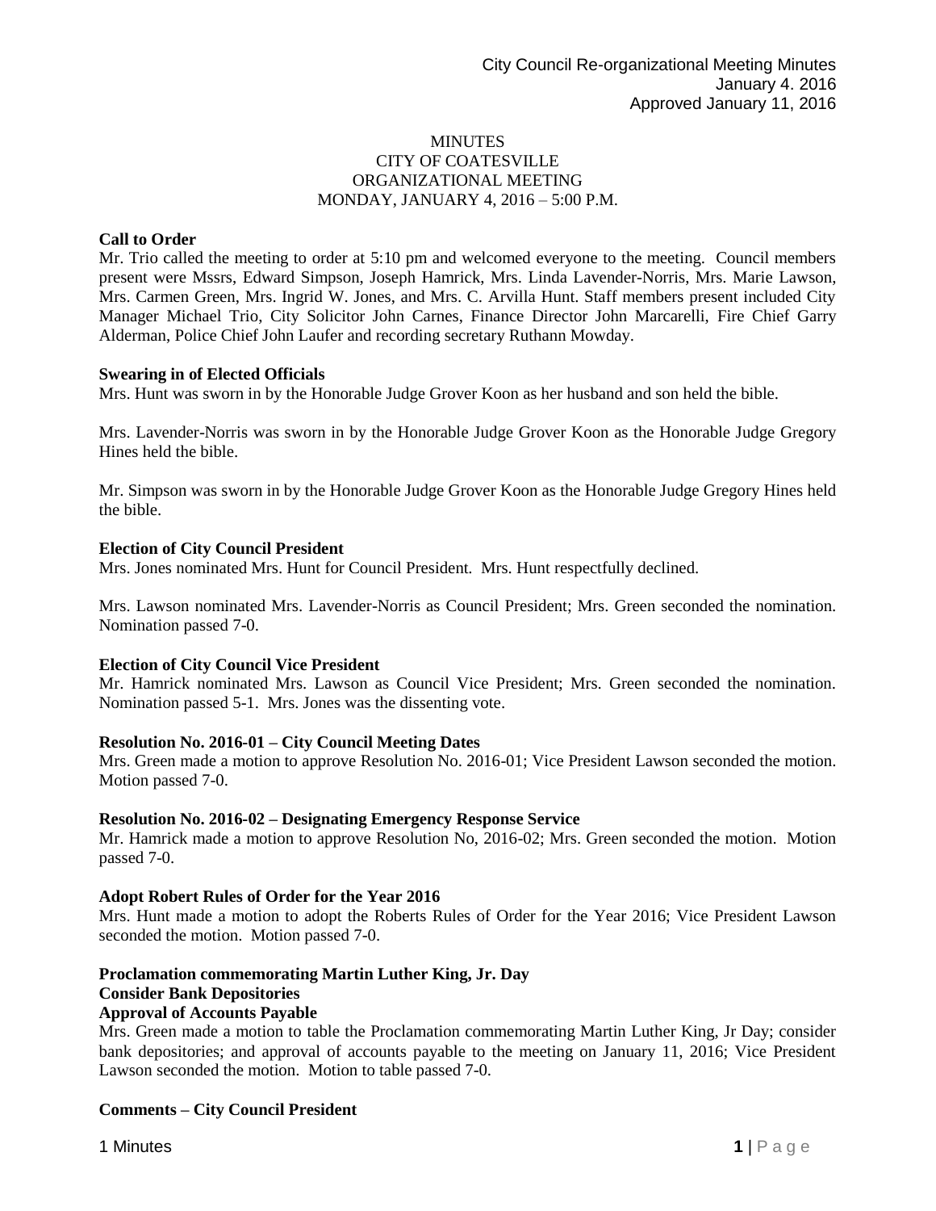City Council Re-organizational Meeting Minutes
January 4. 2016
Approved January 11, 2016

# MINUTES
## CITY OF COATESVILLE
## ORGANIZATIONAL MEETING
## MONDAY, JANUARY 4, 2016 – 5:00 P.M.

**Call to Order**

Mr. Trio called the meeting to order at 5:10 pm and welcomed everyone to the meeting. Council members present were Mssrs, Edward Simpson, Joseph Hamrick, Mrs. Linda Lavender-Norris, Mrs. Marie Lawson, Mrs. Carmen Green, Mrs. Ingrid W. Jones, and Mrs. C. Arvilla Hunt. Staff members present included City Manager Michael Trio, City Solicitor John Carnes, Finance Director John Marcarelli, Fire Chief Garry Alderman, Police Chief John Laufer and recording secretary Ruthann Mowday.

**Swearing in of Elected Officials**

Mrs. Hunt was sworn in by the Honorable Judge Grover Koon as her husband and son held the bible.

Mrs. Lavender-Norris was sworn in by the Honorable Judge Grover Koon as the Honorable Judge Gregory Hines held the bible.

Mr. Simpson was sworn in by the Honorable Judge Grover Koon as the Honorable Judge Gregory Hines held the bible.

**Election of City Council President**

Mrs. Jones nominated Mrs. Hunt for Council President. Mrs. Hunt respectfully declined.

Mrs. Lawson nominated Mrs. Lavender-Norris as Council President; Mrs. Green seconded the nomination. Nomination passed 7-0.

**Election of City Council Vice President**

Mr. Hamrick nominated Mrs. Lawson as Council Vice President; Mrs. Green seconded the nomination. Nomination passed 5-1. Mrs. Jones was the dissenting vote.

**Resolution No. 2016-01 – City Council Meeting Dates**

Mrs. Green made a motion to approve Resolution No. 2016-01; Vice President Lawson seconded the motion. Motion passed 7-0.

**Resolution No. 2016-02 – Designating Emergency Response Service**

Mr. Hamrick made a motion to approve Resolution No, 2016-02; Mrs. Green seconded the motion. Motion passed 7-0.

**Adopt Robert Rules of Order for the Year 2016**

Mrs. Hunt made a motion to adopt the Roberts Rules of Order for the Year 2016; Vice President Lawson seconded the motion. Motion passed 7-0.

**Proclamation commemorating Martin Luther King, Jr. Day**
**Consider Bank Depositories**
**Approval of Accounts Payable**

Mrs. Green made a motion to table the Proclamation commemorating Martin Luther King, Jr Day; consider bank depositories; and approval of accounts payable to the meeting on January 11, 2016; Vice President Lawson seconded the motion. Motion to table passed 7-0.

**Comments – City Council President**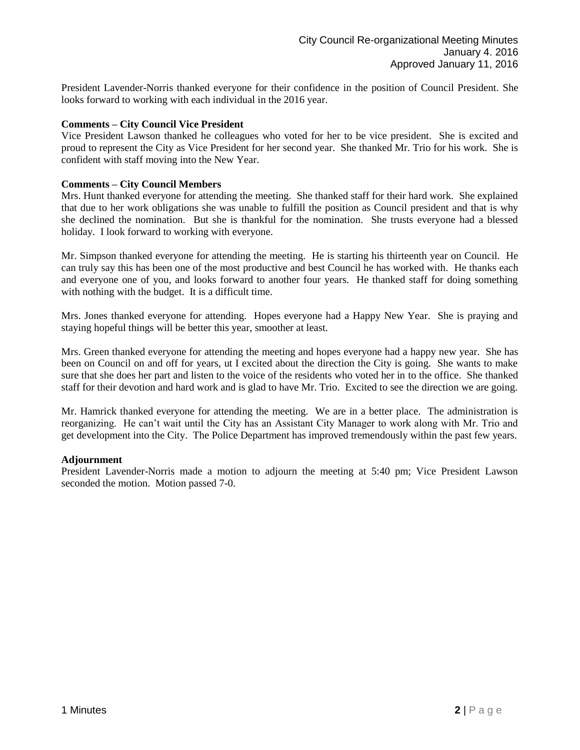President Lavender-Norris thanked everyone for their confidence in the position of Council President. She looks forward to working with each individual in the 2016 year.

**Comments – City Council Vice President**

Vice President Lawson thanked he colleagues who voted for her to be vice president. She is excited and proud to represent the City as Vice President for her second year. She thanked Mr. Trio for his work. She is confident with staff moving into the New Year.

**Comments – City Council Members**

Mrs. Hunt thanked everyone for attending the meeting. She thanked staff for their hard work. She explained that due to her work obligations she was unable to fulfill the position as Council president and that is why she declined the nomination. But she is thankful for the nomination. She trusts everyone had a blessed holiday. I look forward to working with everyone.

Mr. Simpson thanked everyone for attending the meeting. He is starting his thirteenth year on Council. He can truly say this has been one of the most productive and best Council he has worked with. He thanks each and everyone one of you, and looks forward to another four years. He thanked staff for doing something with nothing with the budget. It is a difficult time.

Mrs. Jones thanked everyone for attending. Hopes everyone had a Happy New Year. She is praying and staying hopeful things will be better this year, smoother at least.

Mrs. Green thanked everyone for attending the meeting and hopes everyone had a happy new year. She has been on Council on and off for years, ut I excited about the direction the City is going. She wants to make sure that she does her part and listen to the voice of the residents who voted her in to the office. She thanked staff for their devotion and hard work and is glad to have Mr. Trio. Excited to see the direction we are going.

Mr. Hamrick thanked everyone for attending the meeting. We are in a better place. The administration is reorganizing. He can't wait until the City has an Assistant City Manager to work along with Mr. Trio and get development into the City. The Police Department has improved tremendously within the past few years.

**Adjournment**

President Lavender-Norris made a motion to adjourn the meeting at 5:40 pm; Vice President Lawson seconded the motion. Motion passed 7-0.